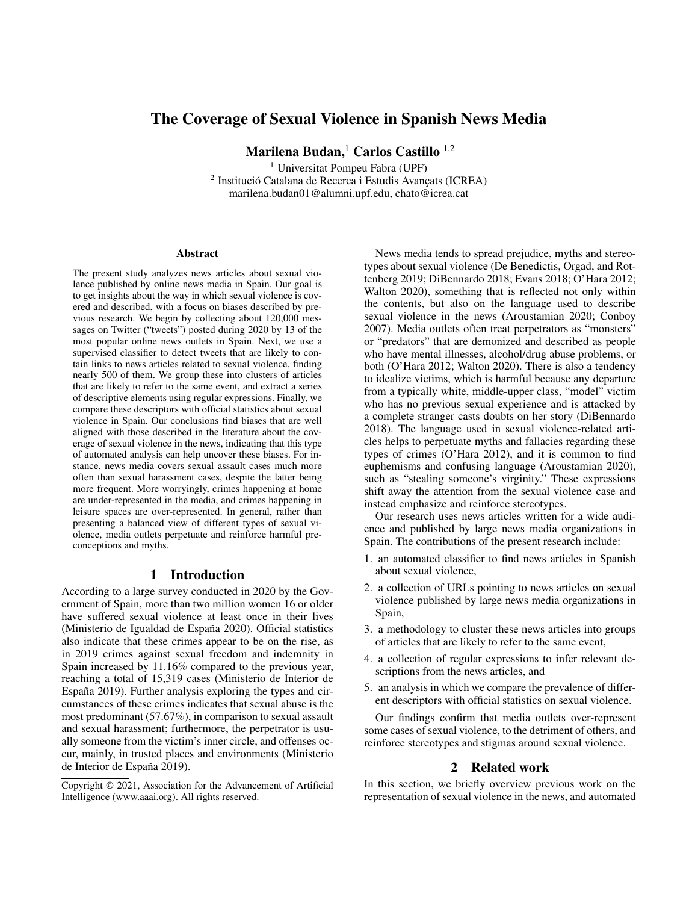# The Coverage of Sexual Violence in Spanish News Media

**Marilena Budan,**[1] **Carlos Castillo** [1,2]

[1] Universitat Pompeu Fabra (UPF)
[2] Institució Catalana de Recerca i Estudis Avançats (ICREA)
marilena.budan01@alumni.upf.edu, chato@icrea.cat

### Abstract

The present study analyzes news articles about sexual violence published by online news media in Spain. Our goal is to get insights about the way in which sexual violence is covered and described, with a focus on biases described by previous research. We begin by collecting about 120,000 messages on Twitter ("tweets") posted during 2020 by 13 of the most popular online news outlets in Spain. Next, we use a supervised classifier to detect tweets that are likely to contain links to news articles related to sexual violence, finding nearly 500 of them. We group these into clusters of articles that are likely to refer to the same event, and extract a series of descriptive elements using regular expressions. Finally, we compare these descriptors with official statistics about sexual violence in Spain. Our conclusions find biases that are well aligned with those described in the literature about the coverage of sexual violence in the news, indicating that this type of automated analysis can help uncover these biases. For instance, news media covers sexual assault cases much more often than sexual harassment cases, despite the latter being more frequent. More worryingly, crimes happening at home are under-represented in the media, and crimes happening in leisure spaces are over-represented. In general, rather than presenting a balanced view of different types of sexual violence, media outlets perpetuate and reinforce harmful preconceptions and myths.

## 1 Introduction

According to a large survey conducted in 2020 by the Government of Spain, more than two million women 16 or older have suffered sexual violence at least once in their lives (Ministerio de Igualdad de España 2020). Official statistics also indicate that these crimes appear to be on the rise, as in 2019 crimes against sexual freedom and indemnity in Spain increased by 11.16% compared to the previous year, reaching a total of 15,319 cases (Ministerio de Interior de España 2019). Further analysis exploring the types and circumstances of these crimes indicates that sexual abuse is the most predominant (57.67%), in comparison to sexual assault and sexual harassment; furthermore, the perpetrator is usually someone from the victim's inner circle, and offenses occur, mainly, in trusted places and environments (Ministerio de Interior de España 2019).

News media tends to spread prejudice, myths and stereotypes about sexual violence (De Benedictis, Orgad, and Rottenberg 2019; DiBennardo 2018; Evans 2018; O'Hara 2012; Walton 2020), something that is reflected not only within the contents, but also on the language used to describe sexual violence in the news (Aroustamian 2020; Conboy 2007). Media outlets often treat perpetrators as "monsters" or "predators" that are demonized and described as people who have mental illnesses, alcohol/drug abuse problems, or both (O'Hara 2012; Walton 2020). There is also a tendency to idealize victims, which is harmful because any departure from a typically white, middle-upper class, "model" victim who has no previous sexual experience and is attacked by a complete stranger casts doubts on her story (DiBennardo 2018). The language used in sexual violence-related articles helps to perpetuate myths and fallacies regarding these types of crimes (O'Hara 2012), and it is common to find euphemisms and confusing language (Aroustamian 2020), such as "stealing someone's virginity." These expressions shift away the attention from the sexual violence case and instead emphasize and reinforce stereotypes.

Our research uses news articles written for a wide audience and published by large news media organizations in Spain. The contributions of the present research include:

1. an automated classifier to find news articles in Spanish about sexual violence,
2. a collection of URLs pointing to news articles on sexual violence published by large news media organizations in Spain,
3. a methodology to cluster these news articles into groups of articles that are likely to refer to the same event,
4. a collection of regular expressions to infer relevant descriptions from the news articles, and
5. an analysis in which we compare the prevalence of different descriptors with official statistics on sexual violence.

Our findings confirm that media outlets over-represent some cases of sexual violence, to the detriment of others, and reinforce stereotypes and stigmas around sexual violence.

## 2 Related work

In this section, we briefly overview previous work on the representation of sexual violence in the news, and automated

Copyright © 2021, Association for the Advancement of Artificial Intelligence (www.aaai.org). All rights reserved.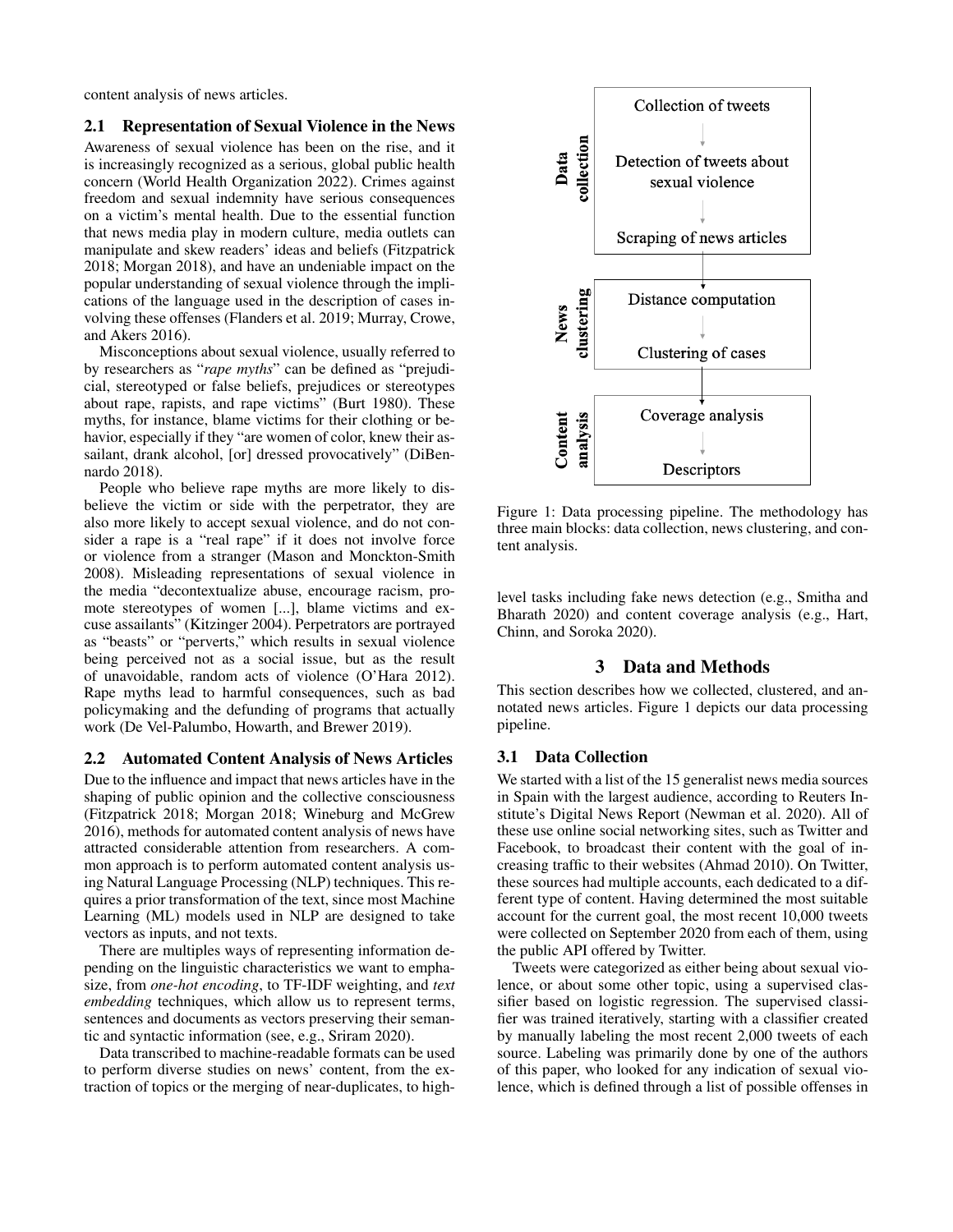content analysis of news articles.

### 2.1 Representation of Sexual Violence in the News

Awareness of sexual violence has been on the rise, and it is increasingly recognized as a serious, global public health concern (World Health Organization 2022). Crimes against freedom and sexual indemnity have serious consequences on a victim's mental health. Due to the essential function that news media play in modern culture, media outlets can manipulate and skew readers' ideas and beliefs (Fitzpatrick 2018; Morgan 2018), and have an undeniable impact on the popular understanding of sexual violence through the implications of the language used in the description of cases involving these offenses (Flanders et al. 2019; Murray, Crowe, and Akers 2016).

Misconceptions about sexual violence, usually referred to by researchers as "*rape myths*" can be defined as "prejudicial, stereotyped or false beliefs, prejudices or stereotypes about rape, rapists, and rape victims" (Burt 1980). These myths, for instance, blame victims for their clothing or behavior, especially if they "are women of color, knew their assailant, drank alcohol, [or] dressed provocatively" (DiBennardo 2018).

People who believe rape myths are more likely to disbelieve the victim or side with the perpetrator, they are also more likely to accept sexual violence, and do not consider a rape is a "real rape" if it does not involve force or violence from a stranger (Mason and Monckton-Smith 2008). Misleading representations of sexual violence in the media "decontextualize abuse, encourage racism, promote stereotypes of women [...], blame victims and excuse assailants" (Kitzinger 2004). Perpetrators are portrayed as "beasts" or "perverts," which results in sexual violence being perceived not as a social issue, but as the result of unavoidable, random acts of violence (O'Hara 2012). Rape myths lead to harmful consequences, such as bad policymaking and the defunding of programs that actually work (De Vel-Palumbo, Howarth, and Brewer 2019).

### 2.2 Automated Content Analysis of News Articles

Due to the influence and impact that news articles have in the shaping of public opinion and the collective consciousness (Fitzpatrick 2018; Morgan 2018; Wineburg and McGrew 2016), methods for automated content analysis of news have attracted considerable attention from researchers. A common approach is to perform automated content analysis using Natural Language Processing (NLP) techniques. This requires a prior transformation of the text, since most Machine Learning (ML) models used in NLP are designed to take vectors as inputs, and not texts.

There are multiples ways of representing information depending on the linguistic characteristics we want to emphasize, from *one-hot encoding*, to TF-IDF weighting, and *text embedding* techniques, which allow us to represent terms, sentences and documents as vectors preserving their semantic and syntactic information (see, e.g., Sriram 2020).

Data transcribed to machine-readable formats can be used to perform diverse studies on news' content, from the extraction of topics or the merging of near-duplicates, to high-level tasks including fake news detection (e.g., Smitha and Bharath 2020) and content coverage analysis (e.g., Hart, Chinn, and Soroka 2020).

**Data collection**: Collection of tweets → Detection of tweets about sexual violence → Scraping of news articles

**News clustering**: Distance computation → Clustering of cases

**Content analysis**: Coverage analysis → Descriptors

Figure 1: Data processing pipeline. The methodology has three main blocks: data collection, news clustering, and content analysis.

## 3 Data and Methods

This section describes how we collected, clustered, and annotated news articles. Figure 1 depicts our data processing pipeline.

### 3.1 Data Collection

We started with a list of the 15 generalist news media sources in Spain with the largest audience, according to Reuters Institute's Digital News Report (Newman et al. 2020). All of these use online social networking sites, such as Twitter and Facebook, to broadcast their content with the goal of increasing traffic to their websites (Ahmad 2010). On Twitter, these sources had multiple accounts, each dedicated to a different type of content. Having determined the most suitable account for the current goal, the most recent 10,000 tweets were collected on September 2020 from each of them, using the public API offered by Twitter.

Tweets were categorized as either being about sexual violence, or about some other topic, using a supervised classifier based on logistic regression. The supervised classifier was trained iteratively, starting with a classifier created by manually labeling the most recent 2,000 tweets of each source. Labeling was primarily done by one of the authors of this paper, who looked for any indication of sexual violence, which is defined through a list of possible offenses in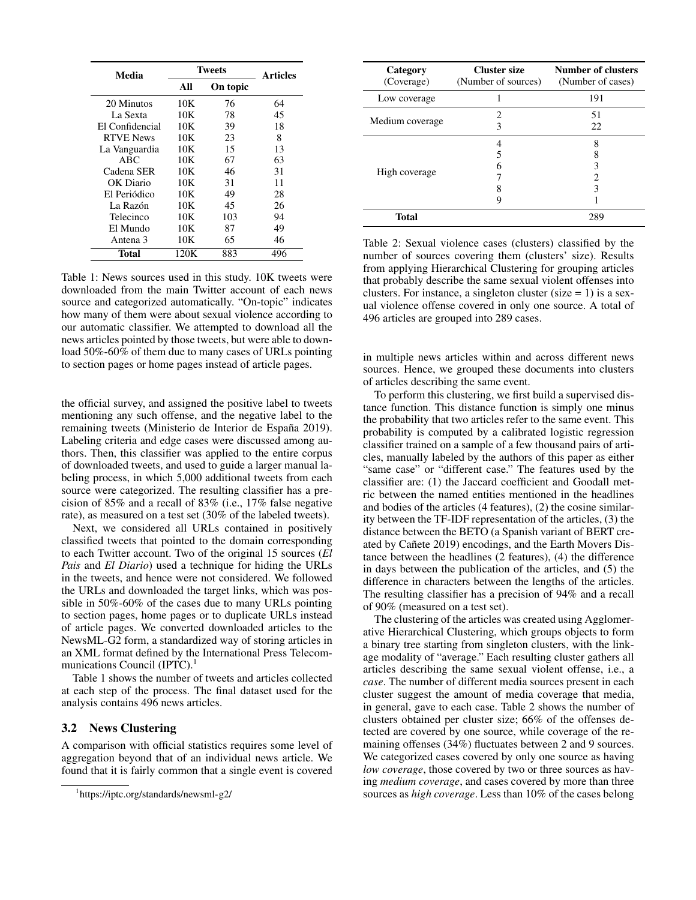| Media | Tweets | | Articles |
|---|---|---|---|
| | All | On topic | |
| 20 Minutos | 10K | 76 | 64 |
| La Sexta | 10K | 78 | 45 |
| El Confidencial | 10K | 39 | 18 |
| RTVE News | 10K | 23 | 8 |
| La Vanguardia | 10K | 15 | 13 |
| ABC | 10K | 67 | 63 |
| Cadena SER | 10K | 46 | 31 |
| OK Diario | 10K | 31 | 11 |
| El Periódico | 10K | 49 | 28 |
| La Razón | 10K | 45 | 26 |
| Telecinco | 10K | 103 | 94 |
| El Mundo | 10K | 87 | 49 |
| Antena 3 | 10K | 65 | 46 |
| **Total** | 120K | 883 | 496 |

Table 1: News sources used in this study. 10K tweets were downloaded from the main Twitter account of each news source and categorized automatically. "On-topic" indicates how many of them were about sexual violence according to our automatic classifier. We attempted to download all the news articles pointed by those tweets, but were able to download 50%-60% of them due to many cases of URLs pointing to section pages or home pages instead of article pages.

the official survey, and assigned the positive label to tweets mentioning any such offense, and the negative label to the remaining tweets (Ministerio de Interior de España 2019). Labeling criteria and edge cases were discussed among authors. Then, this classifier was applied to the entire corpus of downloaded tweets, and used to guide a larger manual labeling process, in which 5,000 additional tweets from each source were categorized. The resulting classifier has a precision of 85% and a recall of 83% (i.e., 17% false negative rate), as measured on a test set (30% of the labeled tweets).

Next, we considered all URLs contained in positively classified tweets that pointed to the domain corresponding to each Twitter account. Two of the original 15 sources (*El Pais* and *El Diario*) used a technique for hiding the URLs in the tweets, and hence were not considered. We followed the URLs and downloaded the target links, which was possible in 50%-60% of the cases due to many URLs pointing to section pages, home pages or to duplicate URLs instead of article pages. We converted downloaded articles to the NewsML-G2 form, a standardized way of storing articles in an XML format defined by the International Press Telecommunications Council (IPTC).[1]

Table 1 shows the number of tweets and articles collected at each step of the process. The final dataset used for the analysis contains 496 news articles.

### 3.2 News Clustering

A comparison with official statistics requires some level of aggregation beyond that of an individual news article. We found that it is fairly common that a single event is covered in multiple news articles within and across different news sources. Hence, we grouped these documents into clusters of articles describing the same event.

[1] https://iptc.org/standards/newsml-g2/

| Category (Coverage) | Cluster size (Number of sources) | Number of clusters (Number of cases) |
|---|---|---|
| Low coverage | 1 | 191 |
| Medium coverage | 2 | 51 |
| | 3 | 22 |
| High coverage | 4 | 8 |
| | 5 | 8 |
| | 6 | 3 |
| | 7 | 2 |
| | 8 | 3 |
| | 9 | 1 |
| **Total** | | 289 |

Table 2: Sexual violence cases (clusters) classified by the number of sources covering them (clusters' size). Results from applying Hierarchical Clustering for grouping articles that probably describe the same sexual violent offenses into clusters. For instance, a singleton cluster (size = 1) is a sexual violence offense covered in only one source. A total of 496 articles are grouped into 289 cases.

To perform this clustering, we first build a supervised distance function. This distance function is simply one minus the probability that two articles refer to the same event. This probability is computed by a calibrated logistic regression classifier trained on a sample of a few thousand pairs of articles, manually labeled by the authors of this paper as either "same case" or "different case." The features used by the classifier are: (1) the Jaccard coefficient and Goodall metric between the named entities mentioned in the headlines and bodies of the articles (4 features), (2) the cosine similarity between the TF-IDF representation of the articles, (3) the distance between the BETO (a Spanish variant of BERT created by Cañete 2019) encodings, and the Earth Movers Distance between the headlines (2 features), (4) the difference in days between the publication of the articles, and (5) the difference in characters between the lengths of the articles. The resulting classifier has a precision of 94% and a recall of 90% (measured on a test set).

The clustering of the articles was created using Agglomerative Hierarchical Clustering, which groups objects to form a binary tree starting from singleton clusters, with the linkage modality of "average." Each resulting cluster gathers all articles describing the same sexual violent offense, i.e., a *case*. The number of different media sources present in each cluster suggest the amount of media coverage that media, in general, gave to each case. Table 2 shows the number of clusters obtained per cluster size; 66% of the offenses detected are covered by one source, while coverage of the remaining offenses (34%) fluctuates between 2 and 9 sources. We categorized cases covered by only one source as having *low coverage*, those covered by two or three sources as having *medium coverage*, and cases covered by more than three sources as *high coverage*. Less than 10% of the cases belong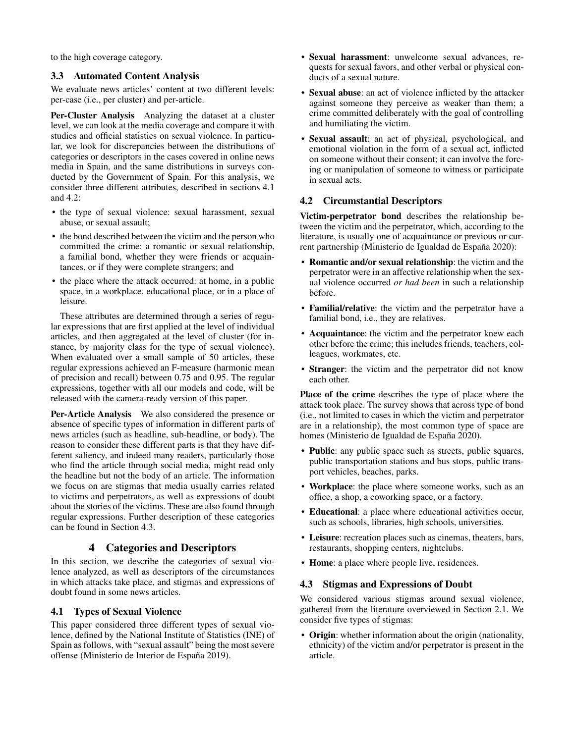to the high coverage category.

### 3.3 Automated Content Analysis

We evaluate news articles' content at two different levels: per-case (i.e., per cluster) and per-article.

**Per-Cluster Analysis** Analyzing the dataset at a cluster level, we can look at the media coverage and compare it with studies and official statistics on sexual violence. In particular, we look for discrepancies between the distributions of categories or descriptors in the cases covered in online news media in Spain, and the same distributions in surveys conducted by the Government of Spain. For this analysis, we consider three different attributes, described in sections 4.1 and 4.2:

- the type of sexual violence: sexual harassment, sexual abuse, or sexual assault;
- the bond described between the victim and the person who committed the crime: a romantic or sexual relationship, a familial bond, whether they were friends or acquaintances, or if they were complete strangers; and
- the place where the attack occurred: at home, in a public space, in a workplace, educational place, or in a place of leisure.

These attributes are determined through a series of regular expressions that are first applied at the level of individual articles, and then aggregated at the level of cluster (for instance, by majority class for the type of sexual violence). When evaluated over a small sample of 50 articles, these regular expressions achieved an F-measure (harmonic mean of precision and recall) between 0.75 and 0.95. The regular expressions, together with all our models and code, will be released with the camera-ready version of this paper.

**Per-Article Analysis** We also considered the presence or absence of specific types of information in different parts of news articles (such as headline, sub-headline, or body). The reason to consider these different parts is that they have different saliency, and indeed many readers, particularly those who find the article through social media, might read only the headline but not the body of an article. The information we focus on are stigmas that media usually carries related to victims and perpetrators, as well as expressions of doubt about the stories of the victims. These are also found through regular expressions. Further description of these categories can be found in Section 4.3.

## 4 Categories and Descriptors

In this section, we describe the categories of sexual violence analyzed, as well as descriptors of the circumstances in which attacks take place, and stigmas and expressions of doubt found in some news articles.

### 4.1 Types of Sexual Violence

This paper considered three different types of sexual violence, defined by the National Institute of Statistics (INE) of Spain as follows, with "sexual assault" being the most severe offense (Ministerio de Interior de España 2019).

- **Sexual harassment**: unwelcome sexual advances, requests for sexual favors, and other verbal or physical conducts of a sexual nature.
- **Sexual abuse**: an act of violence inflicted by the attacker against someone they perceive as weaker than them; a crime committed deliberately with the goal of controlling and humiliating the victim.
- **Sexual assault**: an act of physical, psychological, and emotional violation in the form of a sexual act, inflicted on someone without their consent; it can involve the forcing or manipulation of someone to witness or participate in sexual acts.

### 4.2 Circumstantial Descriptors

**Victim-perpetrator bond** describes the relationship between the victim and the perpetrator, which, according to the literature, is usually one of acquaintance or previous or current partnership (Ministerio de Igualdad de España 2020):

- **Romantic and/or sexual relationship**: the victim and the perpetrator were in an affective relationship when the sexual violence occurred *or had been* in such a relationship before.
- **Familial/relative**: the victim and the perpetrator have a familial bond, i.e., they are relatives.
- **Acquaintance**: the victim and the perpetrator knew each other before the crime; this includes friends, teachers, colleagues, workmates, etc.
- **Stranger**: the victim and the perpetrator did not know each other.

**Place of the crime** describes the type of place where the attack took place. The survey shows that across type of bond (i.e., not limited to cases in which the victim and perpetrator are in a relationship), the most common type of space are homes (Ministerio de Igualdad de España 2020).

- **Public**: any public space such as streets, public squares, public transportation stations and bus stops, public transport vehicles, beaches, parks.
- **Workplace**: the place where someone works, such as an office, a shop, a coworking space, or a factory.
- **Educational**: a place where educational activities occur, such as schools, libraries, high schools, universities.
- **Leisure**: recreation places such as cinemas, theaters, bars, restaurants, shopping centers, nightclubs.
- **Home**: a place where people live, residences.

### 4.3 Stigmas and Expressions of Doubt

We considered various stigmas around sexual violence, gathered from the literature overviewed in Section 2.1. We consider five types of stigmas:

- **Origin**: whether information about the origin (nationality, ethnicity) of the victim and/or perpetrator is present in the article.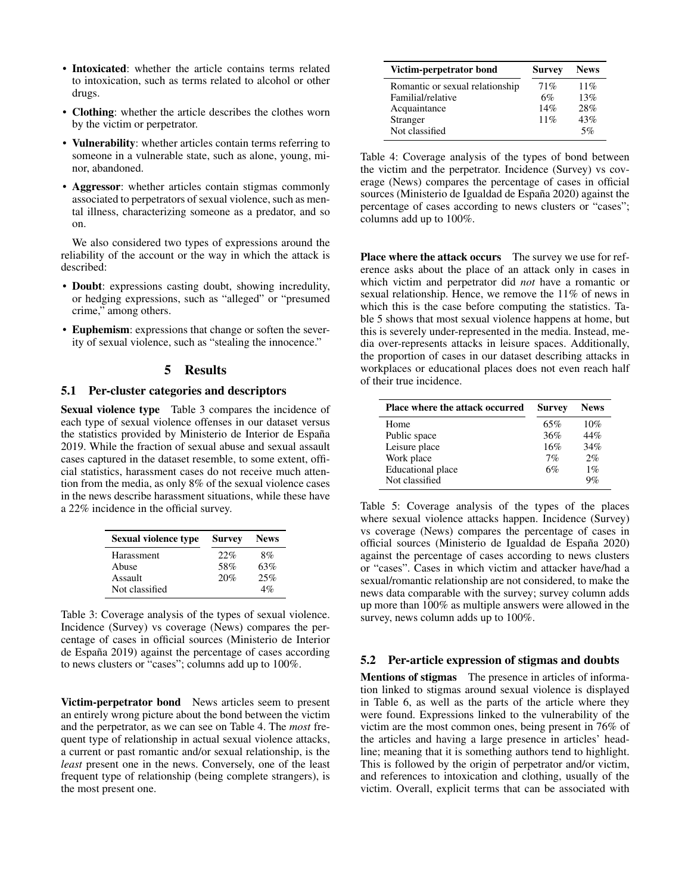- **Intoxicated**: whether the article contains terms related to intoxication, such as terms related to alcohol or other drugs.
- **Clothing**: whether the article describes the clothes worn by the victim or perpetrator.
- **Vulnerability**: whether articles contain terms referring to someone in a vulnerable state, such as alone, young, minor, abandoned.
- **Aggressor**: whether articles contain stigmas commonly associated to perpetrators of sexual violence, such as mental illness, characterizing someone as a predator, and so on.

We also considered two types of expressions around the reliability of the account or the way in which the attack is described:

- **Doubt**: expressions casting doubt, showing incredulity, or hedging expressions, such as "alleged" or "presumed crime," among others.
- **Euphemism**: expressions that change or soften the severity of sexual violence, such as "stealing the innocence."

# 5 Results

## 5.1 Per-cluster categories and descriptors

**Sexual violence type** Table 3 compares the incidence of each type of sexual violence offenses in our dataset versus the statistics provided by Ministerio de Interior de España 2019. While the fraction of sexual abuse and sexual assault cases captured in the dataset resemble, to some extent, official statistics, harassment cases do not receive much attention from the media, as only 8% of the sexual violence cases in the news describe harassment situations, while these have a 22% incidence in the official survey.

| Sexual violence type | Survey | News |
|---|---|---|
| Harassment | 22% | 8% |
| Abuse | 58% | 63% |
| Assault | 20% | 25% |
| Not classified | | 4% |

Table 3: Coverage analysis of the types of sexual violence. Incidence (Survey) vs coverage (News) compares the percentage of cases in official sources (Ministerio de Interior de España 2019) against the percentage of cases according to news clusters or "cases"; columns add up to 100%.

**Victim-perpetrator bond** News articles seem to present an entirely wrong picture about the bond between the victim and the perpetrator, as we can see on Table 4. The *most* frequent type of relationship in actual sexual violence attacks, a current or past romantic and/or sexual relationship, is the *least* present one in the news. Conversely, one of the least frequent type of relationship (being complete strangers), is the most present one.

| Victim-perpetrator bond | Survey | News |
|---|---|---|
| Romantic or sexual relationship | 71% | 11% |
| Familial/relative | 6% | 13% |
| Acquaintance | 14% | 28% |
| Stranger | 11% | 43% |
| Not classified | | 5% |

Table 4: Coverage analysis of the types of bond between the victim and the perpetrator. Incidence (Survey) vs coverage (News) compares the percentage of cases in official sources (Ministerio de Igualdad de España 2020) against the percentage of cases according to news clusters or "cases"; columns add up to 100%.

**Place where the attack occurs** The survey we use for reference asks about the place of an attack only in cases in which victim and perpetrator did *not* have a romantic or sexual relationship. Hence, we remove the 11% of news in which this is the case before computing the statistics. Table 5 shows that most sexual violence happens at home, but this is severely under-represented in the media. Instead, media over-represents attacks in leisure spaces. Additionally, the proportion of cases in our dataset describing attacks in workplaces or educational places does not even reach half of their true incidence.

| Place where the attack occurred | Survey | News |
|---|---|---|
| Home | 65% | 10% |
| Public space | 36% | 44% |
| Leisure place | 16% | 34% |
| Work place | 7% | 2% |
| Educational place | 6% | 1% |
| Not classified | | 9% |

Table 5: Coverage analysis of the types of the places where sexual violence attacks happen. Incidence (Survey) vs coverage (News) compares the percentage of cases in official sources (Ministerio de Igualdad de España 2020) against the percentage of cases according to news clusters or "cases". Cases in which victim and attacker have/had a sexual/romantic relationship are not considered, to make the news data comparable with the survey; survey column adds up more than 100% as multiple answers were allowed in the survey, news column adds up to 100%.

## 5.2 Per-article expression of stigmas and doubts

**Mentions of stigmas** The presence in articles of information linked to stigmas around sexual violence is displayed in Table 6, as well as the parts of the article where they were found. Expressions linked to the vulnerability of the victim are the most common ones, being present in 76% of the articles and having a large presence in articles' headline; meaning that it is something authors tend to highlight. This is followed by the origin of perpetrator and/or victim, and references to intoxication and clothing, usually of the victim. Overall, explicit terms that can be associated with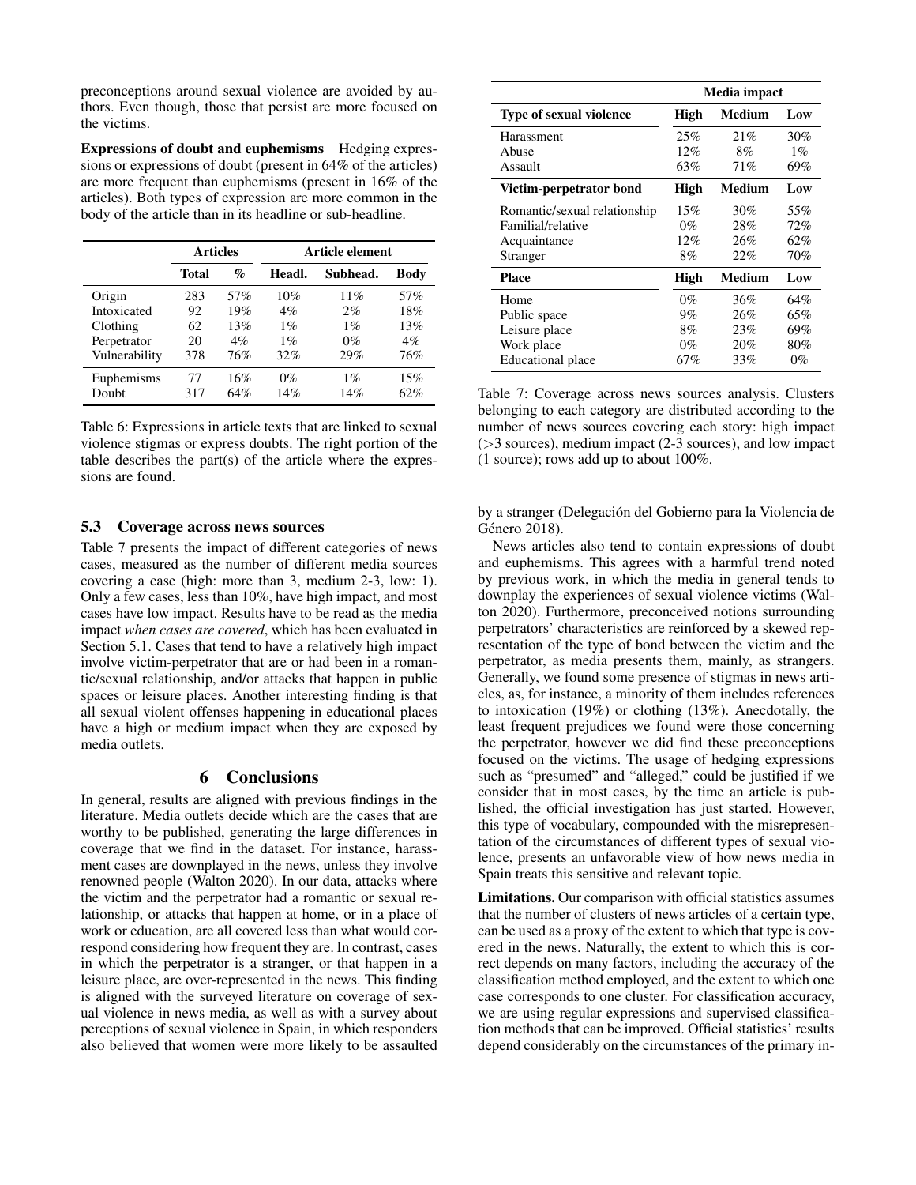preconceptions around sexual violence are avoided by authors. Even though, those that persist are more focused on the victims.

**Expressions of doubt and euphemisms** Hedging expressions or expressions of doubt (present in 64% of the articles) are more frequent than euphemisms (present in 16% of the articles). Both types of expression are more common in the body of the article than in its headline or sub-headline.

| | Articles | | Article element | | |
|---|---|---|---|---|---|
| | **Total** | **%** | **Headl.** | **Subhead.** | **Body** |
| Origin | 283 | 57% | 10% | 11% | 57% |
| Intoxicated | 92 | 19% | 4% | 2% | 18% |
| Clothing | 62 | 13% | 1% | 1% | 13% |
| Perpetrator | 20 | 4% | 1% | 0% | 4% |
| Vulnerability | 378 | 76% | 32% | 29% | 76% |
| Euphemisms | 77 | 16% | 0% | 1% | 15% |
| Doubt | 317 | 64% | 14% | 14% | 62% |

Table 6: Expressions in article texts that are linked to sexual violence stigmas or express doubts. The right portion of the table describes the part(s) of the article where the expressions are found.

### 5.3 Coverage across news sources

Table 7 presents the impact of different categories of news cases, measured as the number of different media sources covering a case (high: more than 3, medium 2-3, low: 1). Only a few cases, less than 10%, have high impact, and most cases have low impact. Results have to be read as the media impact *when cases are covered*, which has been evaluated in Section 5.1. Cases that tend to have a relatively high impact involve victim-perpetrator that are or had been in a romantic/sexual relationship, and/or attacks that happen in public spaces or leisure places. Another interesting finding is that all sexual violent offenses happening in educational places have a high or medium impact when they are exposed by media outlets.

| | Media impact | | |
|---|---|---|---|
| **Type of sexual violence** | **High** | **Medium** | **Low** |
| Harassment | 25% | 21% | 30% |
| Abuse | 12% | 8% | 1% |
| Assault | 63% | 71% | 69% |
| **Victim-perpetrator bond** | **High** | **Medium** | **Low** |
| Romantic/sexual relationship | 15% | 30% | 55% |
| Familial/relative | 0% | 28% | 72% |
| Acquaintance | 12% | 26% | 62% |
| Stranger | 8% | 22% | 70% |
| **Place** | **High** | **Medium** | **Low** |
| Home | 0% | 36% | 64% |
| Public space | 9% | 26% | 65% |
| Leisure place | 8% | 23% | 69% |
| Work place | 0% | 20% | 80% |
| Educational place | 67% | 33% | 0% |

Table 7: Coverage across news sources analysis. Clusters belonging to each category are distributed according to the number of news sources covering each story: high impact (>3 sources), medium impact (2-3 sources), and low impact (1 source); rows add up to about 100%.

## 6 Conclusions

In general, results are aligned with previous findings in the literature. Media outlets decide which are the cases that are worthy to be published, generating the large differences in coverage that we find in the dataset. For instance, harassment cases are downplayed in the news, unless they involve renowned people (Walton 2020). In our data, attacks where the victim and the perpetrator had a romantic or sexual relationship, or attacks that happen at home, or in a place of work or education, are all covered less than what would correspond considering how frequent they are. In contrast, cases in which the perpetrator is a stranger, or that happen in a leisure place, are over-represented in the news. This finding is aligned with the surveyed literature on coverage of sexual violence in news media, as well as with a survey about perceptions of sexual violence in Spain, in which responders also believed that women were more likely to be assaulted by a stranger (Delegación del Gobierno para la Violencia de Género 2018).

News articles also tend to contain expressions of doubt and euphemisms. This agrees with a harmful trend noted by previous work, in which the media in general tends to downplay the experiences of sexual violence victims (Walton 2020). Furthermore, preconceived notions surrounding perpetrators' characteristics are reinforced by a skewed representation of the type of bond between the victim and the perpetrator, as media presents them, mainly, as strangers. Generally, we found some presence of stigmas in news articles, as, for instance, a minority of them includes references to intoxication (19%) or clothing (13%). Anecdotally, the least frequent prejudices we found were those concerning the perpetrator, however we did find these preconceptions focused on the victims. The usage of hedging expressions such as "presumed" and "alleged," could be justified if we consider that in most cases, by the time an article is published, the official investigation has just started. However, this type of vocabulary, compounded with the misrepresentation of the circumstances of different types of sexual violence, presents an unfavorable view of how news media in Spain treats this sensitive and relevant topic.

**Limitations.** Our comparison with official statistics assumes that the number of clusters of news articles of a certain type, can be used as a proxy of the extent to which that type is covered in the news. Naturally, the extent to which this is correct depends on many factors, including the accuracy of the classification method employed, and the extent to which one case corresponds to one cluster. For classification accuracy, we are using regular expressions and supervised classification methods that can be improved. Official statistics' results depend considerably on the circumstances of the primary in-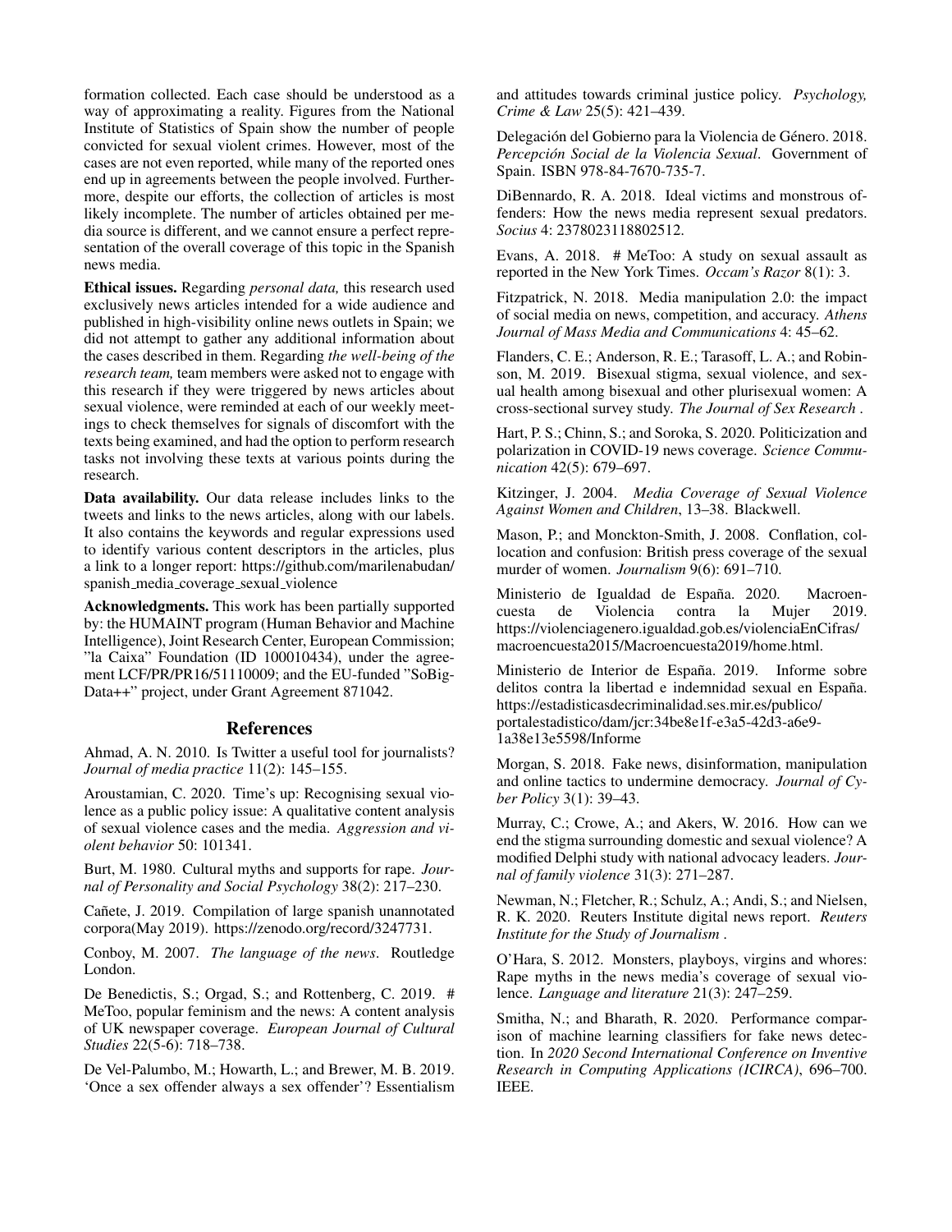formation collected. Each case should be understood as a way of approximating a reality. Figures from the National Institute of Statistics of Spain show the number of people convicted for sexual violent crimes. However, most of the cases are not even reported, while many of the reported ones end up in agreements between the people involved. Furthermore, despite our efforts, the collection of articles is most likely incomplete. The number of articles obtained per media source is different, and we cannot ensure a perfect representation of the overall coverage of this topic in the Spanish news media.

**Ethical issues.** Regarding *personal data,* this research used exclusively news articles intended for a wide audience and published in high-visibility online news outlets in Spain; we did not attempt to gather any additional information about the cases described in them. Regarding *the well-being of the research team,* team members were asked not to engage with this research if they were triggered by news articles about sexual violence, were reminded at each of our weekly meetings to check themselves for signals of discomfort with the texts being examined, and had the option to perform research tasks not involving these texts at various points during the research.

**Data availability.** Our data release includes links to the tweets and links to the news articles, along with our labels. It also contains the keywords and regular expressions used to identify various content descriptors in the articles, plus a link to a longer report: https://github.com/marilenabudan/spanish_media_coverage_sexual_violence

**Acknowledgments.** This work has been partially supported by: the HUMAINT program (Human Behavior and Machine Intelligence), Joint Research Center, European Commission; "la Caixa" Foundation (ID 100010434), under the agreement LCF/PR/PR16/51110009; and the EU-funded "SoBigData++" project, under Grant Agreement 871042.

## References

Ahmad, A. N. 2010. Is Twitter a useful tool for journalists? *Journal of media practice* 11(2): 145–155.

Aroustamian, C. 2020. Time's up: Recognising sexual violence as a public policy issue: A qualitative content analysis of sexual violence cases and the media. *Aggression and violent behavior* 50: 101341.

Burt, M. 1980. Cultural myths and supports for rape. *Journal of Personality and Social Psychology* 38(2): 217–230.

Cañete, J. 2019. Compilation of large spanish unannotated corpora(May 2019). https://zenodo.org/record/3247731.

Conboy, M. 2007. *The language of the news*. Routledge London.

De Benedictis, S.; Orgad, S.; and Rottenberg, C. 2019. # MeToo, popular feminism and the news: A content analysis of UK newspaper coverage. *European Journal of Cultural Studies* 22(5-6): 718–738.

De Vel-Palumbo, M.; Howarth, L.; and Brewer, M. B. 2019. 'Once a sex offender always a sex offender'? Essentialism and attitudes towards criminal justice policy. *Psychology, Crime & Law* 25(5): 421–439.

Delegación del Gobierno para la Violencia de Género. 2018. *Percepción Social de la Violencia Sexual*. Government of Spain. ISBN 978-84-7670-735-7.

DiBennardo, R. A. 2018. Ideal victims and monstrous offenders: How the news media represent sexual predators. *Socius* 4: 2378023118802512.

Evans, A. 2018. # MeToo: A study on sexual assault as reported in the New York Times. *Occam's Razor* 8(1): 3.

Fitzpatrick, N. 2018. Media manipulation 2.0: the impact of social media on news, competition, and accuracy. *Athens Journal of Mass Media and Communications* 4: 45–62.

Flanders, C. E.; Anderson, R. E.; Tarasoff, L. A.; and Robinson, M. 2019. Bisexual stigma, sexual violence, and sexual health among bisexual and other plurisexual women: A cross-sectional survey study. *The Journal of Sex Research* .

Hart, P. S.; Chinn, S.; and Soroka, S. 2020. Politicization and polarization in COVID-19 news coverage. *Science Communication* 42(5): 679–697.

Kitzinger, J. 2004. *Media Coverage of Sexual Violence Against Women and Children*, 13–38. Blackwell.

Mason, P.; and Monckton-Smith, J. 2008. Conflation, collocation and confusion: British press coverage of the sexual murder of women. *Journalism* 9(6): 691–710.

Ministerio de Igualdad de España. 2020. Macroencuesta de Violencia contra la Mujer 2019. https://violenciagenero.igualdad.gob.es/violenciaEnCifras/macroencuesta2015/Macroencuesta2019/home.html.

Ministerio de Interior de España. 2019. Informe sobre delitos contra la libertad e indemnidad sexual en España. https://estadisticasdecriminalidad.ses.mir.es/publico/portalestadistico/dam/jcr:34be8e1f-e3a5-42d3-a6e9-1a38e13e5598/Informe

Morgan, S. 2018. Fake news, disinformation, manipulation and online tactics to undermine democracy. *Journal of Cyber Policy* 3(1): 39–43.

Murray, C.; Crowe, A.; and Akers, W. 2016. How can we end the stigma surrounding domestic and sexual violence? A modified Delphi study with national advocacy leaders. *Journal of family violence* 31(3): 271–287.

Newman, N.; Fletcher, R.; Schulz, A.; Andi, S.; and Nielsen, R. K. 2020. Reuters Institute digital news report. *Reuters Institute for the Study of Journalism* .

O'Hara, S. 2012. Monsters, playboys, virgins and whores: Rape myths in the news media's coverage of sexual violence. *Language and literature* 21(3): 247–259.

Smitha, N.; and Bharath, R. 2020. Performance comparison of machine learning classifiers for fake news detection. In *2020 Second International Conference on Inventive Research in Computing Applications (ICIRCA)*, 696–700. IEEE.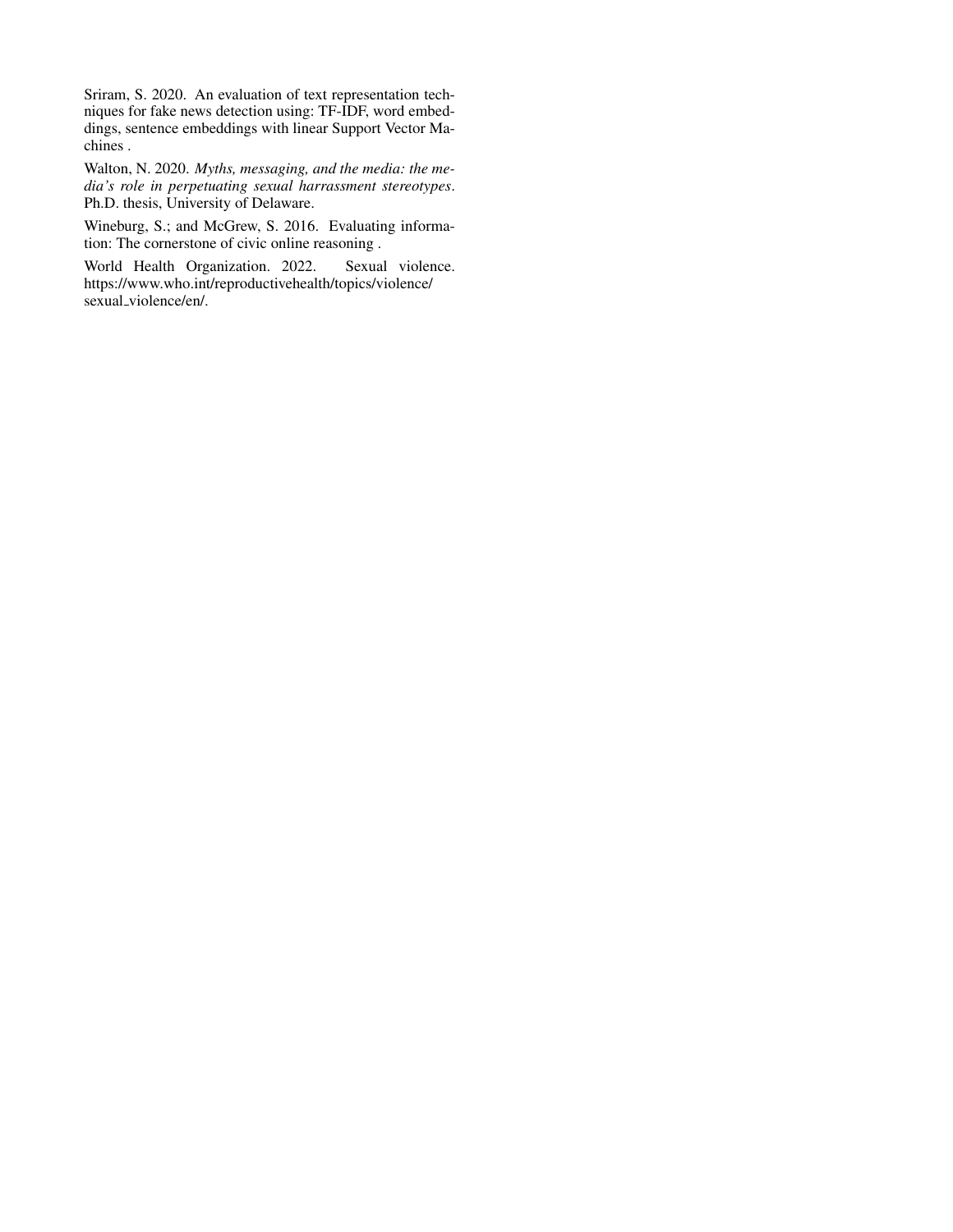Sriram, S. 2020. An evaluation of text representation techniques for fake news detection using: TF-IDF, word embeddings, sentence embeddings with linear Support Vector Machines .

Walton, N. 2020. *Myths, messaging, and the media: the media's role in perpetuating sexual harrassment stereotypes*. Ph.D. thesis, University of Delaware.

Wineburg, S.; and McGrew, S. 2016. Evaluating information: The cornerstone of civic online reasoning .

World Health Organization. 2022. Sexual violence. https://www.who.int/reproductivehealth/topics/violence/sexual_violence/en/.